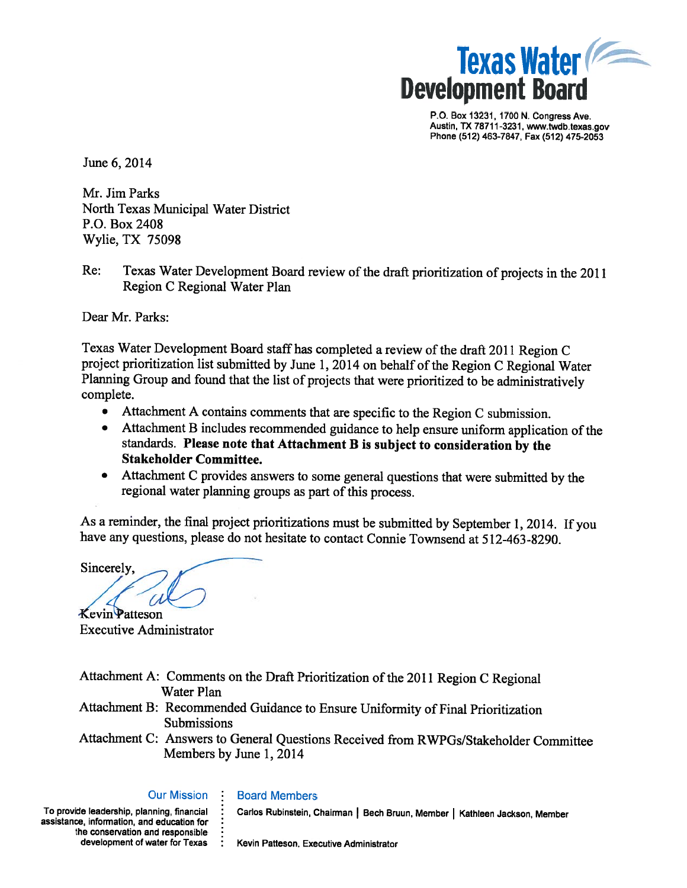**Texas Water Development Board**

P.O. Box 13231, 1700 N. Congress Ave.
Austin, TX 78711-3231, www.twdb.texas.gov
Phone (512) 463-7847, Fax (512) 475-2053

June 6, 2014

Mr. Jim Parks
North Texas Municipal Water District
P.O. Box 2408
Wylie, TX 75098

Re: Texas Water Development Board review of the draft prioritization of projects in the 2011 Region C Regional Water Plan

Dear Mr. Parks:

Texas Water Development Board staff has completed a review of the draft 2011 Region C project prioritization list submitted by June 1, 2014 on behalf of the Region C Regional Water Planning Group and found that the list of projects that were prioritized to be administratively complete.

- Attachment A contains comments that are specific to the Region C submission.
- Attachment B includes recommended guidance to help ensure uniform application of the standards. **Please note that Attachment B is subject to consideration by the Stakeholder Committee.**
- Attachment C provides answers to some general questions that were submitted by the regional water planning groups as part of this process.

As a reminder, the final project prioritizations must be submitted by September 1, 2014. If you have any questions, please do not hesitate to contact Connie Townsend at 512-463-8290.

Sincerely,

Kevin Patteson
Executive Administrator

Attachment A: Comments on the Draft Prioritization of the 2011 Region C Regional Water Plan
Attachment B: Recommended Guidance to Ensure Uniformity of Final Prioritization Submissions
Attachment C: Answers to General Questions Received from RWPGs/Stakeholder Committee Members by June 1, 2014

Our Mission

To provide leadership, planning, financial assistance, information, and education for the conservation and responsible development of water for Texas

Board Members

Carlos Rubinstein, Chairman | Bech Bruun, Member | Kathleen Jackson, Member

Kevin Patteson, Executive Administrator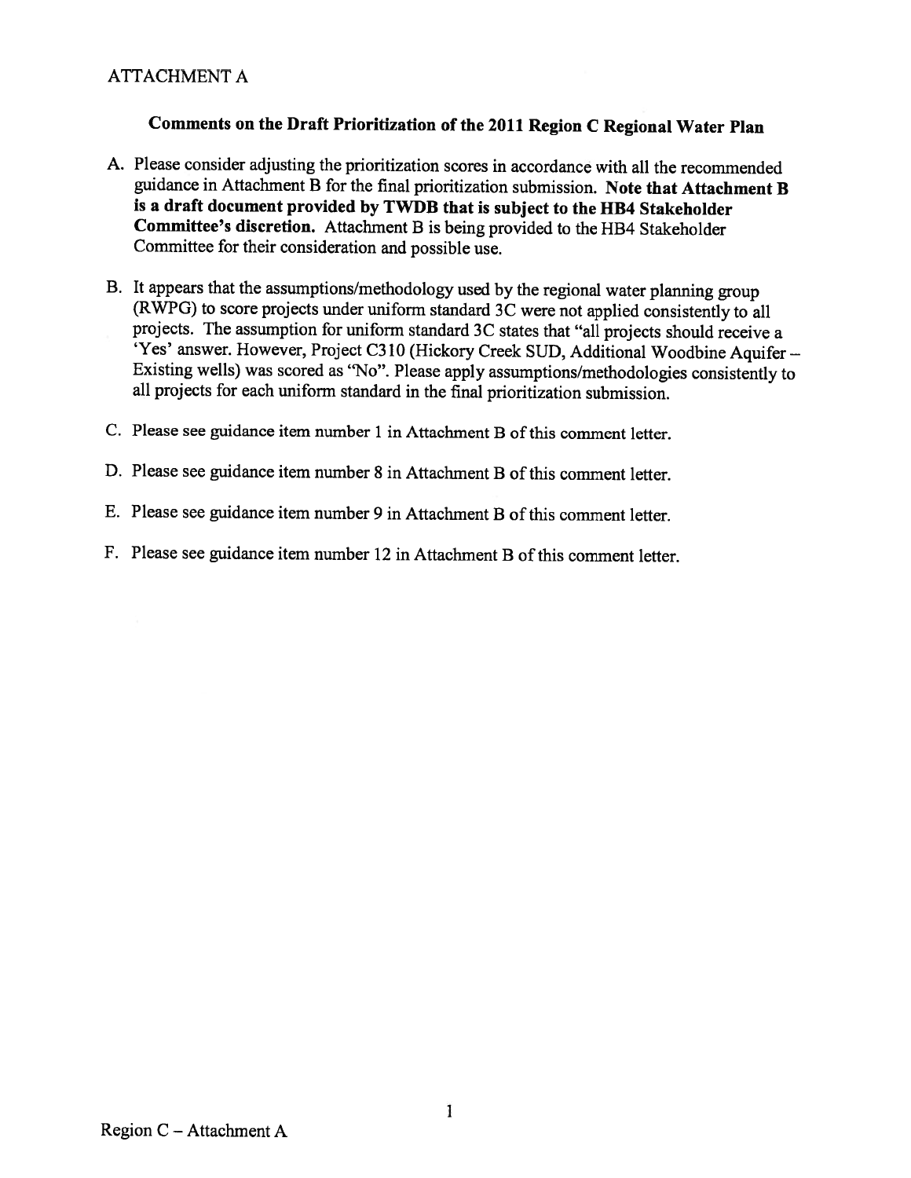ATTACHMENT A

## Comments on the Draft Prioritization of the 2011 Region C Regional Water Plan

A. Please consider adjusting the prioritization scores in accordance with all the recommended guidance in Attachment B for the final prioritization submission. **Note that Attachment B is a draft document provided by TWDB that is subject to the HB4 Stakeholder Committee's discretion.** Attachment B is being provided to the HB4 Stakeholder Committee for their consideration and possible use.

B. It appears that the assumptions/methodology used by the regional water planning group (RWPG) to score projects under uniform standard 3C were not applied consistently to all projects. The assumption for uniform standard 3C states that "all projects should receive a 'Yes' answer. However, Project C310 (Hickory Creek SUD, Additional Woodbine Aquifer – Existing wells) was scored as "No". Please apply assumptions/methodologies consistently to all projects for each uniform standard in the final prioritization submission.

C. Please see guidance item number 1 in Attachment B of this comment letter.

D. Please see guidance item number 8 in Attachment B of this comment letter.

E. Please see guidance item number 9 in Attachment B of this comment letter.

F. Please see guidance item number 12 in Attachment B of this comment letter.

Region C – Attachment A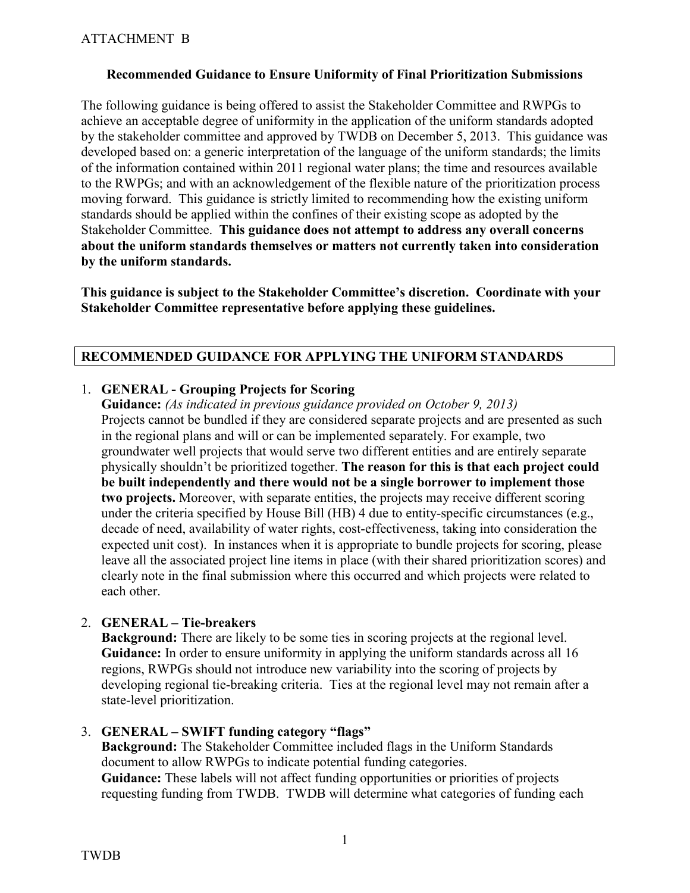ATTACHMENT B

**Recommended Guidance to Ensure Uniformity of Final Prioritization Submissions**

The following guidance is being offered to assist the Stakeholder Committee and RWPGs to achieve an acceptable degree of uniformity in the application of the uniform standards adopted by the stakeholder committee and approved by TWDB on December 5, 2013. This guidance was developed based on: a generic interpretation of the language of the uniform standards; the limits of the information contained within 2011 regional water plans; the time and resources available to the RWPGs; and with an acknowledgement of the flexible nature of the prioritization process moving forward. This guidance is strictly limited to recommending how the existing uniform standards should be applied within the confines of their existing scope as adopted by the Stakeholder Committee. **This guidance does not attempt to address any overall concerns about the uniform standards themselves or matters not currently taken into consideration by the uniform standards.**

**This guidance is subject to the Stakeholder Committee's discretion. Coordinate with your Stakeholder Committee representative before applying these guidelines.**

## RECOMMENDED GUIDANCE FOR APPLYING THE UNIFORM STANDARDS

1. **GENERAL - Grouping Projects for Scoring**
   **Guidance:** *(As indicated in previous guidance provided on October 9, 2013)*
   Projects cannot be bundled if they are considered separate projects and are presented as such in the regional plans and will or can be implemented separately. For example, two groundwater well projects that would serve two different entities and are entirely separate physically shouldn't be prioritized together. **The reason for this is that each project could be built independently and there would not be a single borrower to implement those two projects.** Moreover, with separate entities, the projects may receive different scoring under the criteria specified by House Bill (HB) 4 due to entity-specific circumstances (e.g., decade of need, availability of water rights, cost-effectiveness, taking into consideration the expected unit cost). In instances when it is appropriate to bundle projects for scoring, please leave all the associated project line items in place (with their shared prioritization scores) and clearly note in the final submission where this occurred and which projects were related to each other.

2. **GENERAL – Tie-breakers**
   **Background:** There are likely to be some ties in scoring projects at the regional level.
   **Guidance:** In order to ensure uniformity in applying the uniform standards across all 16 regions, RWPGs should not introduce new variability into the scoring of projects by developing regional tie-breaking criteria. Ties at the regional level may not remain after a state-level prioritization.

3. **GENERAL – SWIFT funding category "flags"**
   **Background:** The Stakeholder Committee included flags in the Uniform Standards document to allow RWPGs to indicate potential funding categories.
   **Guidance:** These labels will not affect funding opportunities or priorities of projects requesting funding from TWDB. TWDB will determine what categories of funding each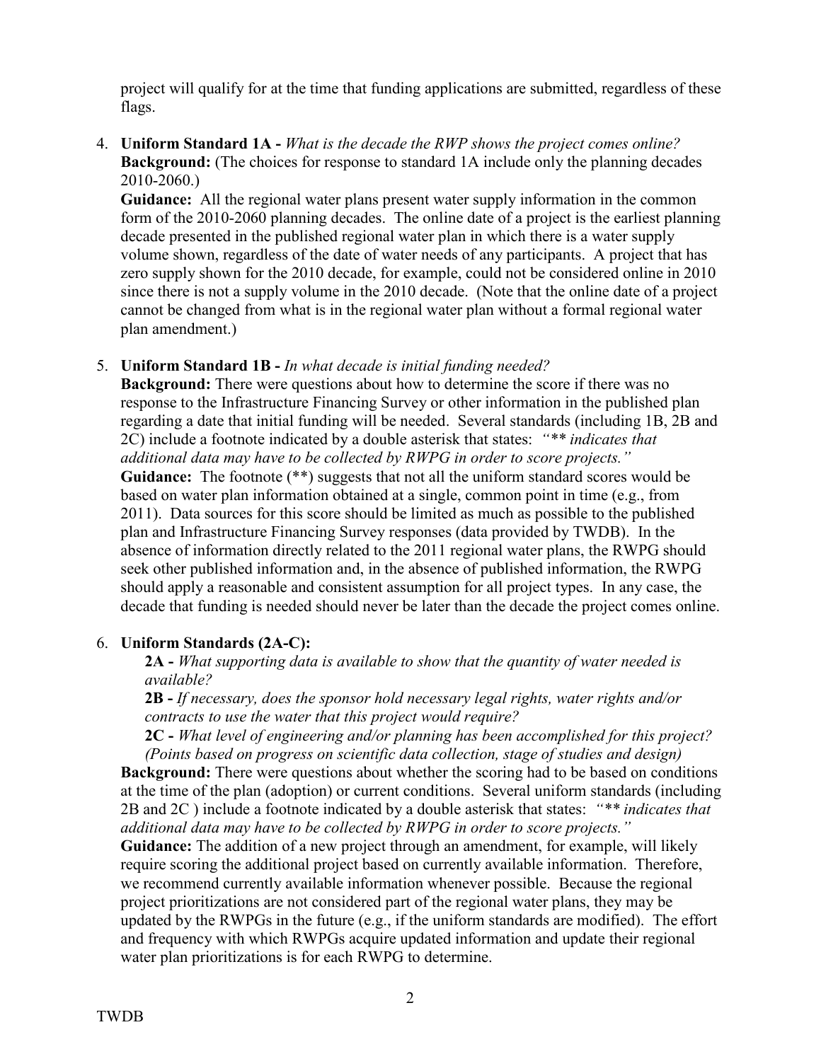project will qualify for at the time that funding applications are submitted, regardless of these flags.

4. **Uniform Standard 1A -** *What is the decade the RWP shows the project comes online?*
   **Background:** (The choices for response to standard 1A include only the planning decades 2010-2060.)
   **Guidance:** All the regional water plans present water supply information in the common form of the 2010-2060 planning decades. The online date of a project is the earliest planning decade presented in the published regional water plan in which there is a water supply volume shown, regardless of the date of water needs of any participants. A project that has zero supply shown for the 2010 decade, for example, could not be considered online in 2010 since there is not a supply volume in the 2010 decade. (Note that the online date of a project cannot be changed from what is in the regional water plan without a formal regional water plan amendment.)

5. **Uniform Standard 1B -** *In what decade is initial funding needed?*
   **Background:** There were questions about how to determine the score if there was no response to the Infrastructure Financing Survey or other information in the published plan regarding a date that initial funding will be needed. Several standards (including 1B, 2B and 2C) include a footnote indicated by a double asterisk that states: *"** indicates that additional data may have to be collected by RWPG in order to score projects."*
   **Guidance:** The footnote (**) suggests that not all the uniform standard scores would be based on water plan information obtained at a single, common point in time (e.g., from 2011). Data sources for this score should be limited as much as possible to the published plan and Infrastructure Financing Survey responses (data provided by TWDB). In the absence of information directly related to the 2011 regional water plans, the RWPG should seek other published information and, in the absence of published information, the RWPG should apply a reasonable and consistent assumption for all project types. In any case, the decade that funding is needed should never be later than the decade the project comes online.

6. **Uniform Standards (2A-C):**
   **2A -** *What supporting data is available to show that the quantity of water needed is available?*
   **2B -** *If necessary, does the sponsor hold necessary legal rights, water rights and/or contracts to use the water that this project would require?*
   **2C -** *What level of engineering and/or planning has been accomplished for this project? (Points based on progress on scientific data collection, stage of studies and design)*
   **Background:** There were questions about whether the scoring had to be based on conditions at the time of the plan (adoption) or current conditions. Several uniform standards (including 2B and 2C ) include a footnote indicated by a double asterisk that states: *"** indicates that additional data may have to be collected by RWPG in order to score projects."*
   **Guidance:** The addition of a new project through an amendment, for example, will likely require scoring the additional project based on currently available information. Therefore, we recommend currently available information whenever possible. Because the regional project prioritizations are not considered part of the regional water plans, they may be updated by the RWPGs in the future (e.g., if the uniform standards are modified). The effort and frequency with which RWPGs acquire updated information and update their regional water plan prioritizations is for each RWPG to determine.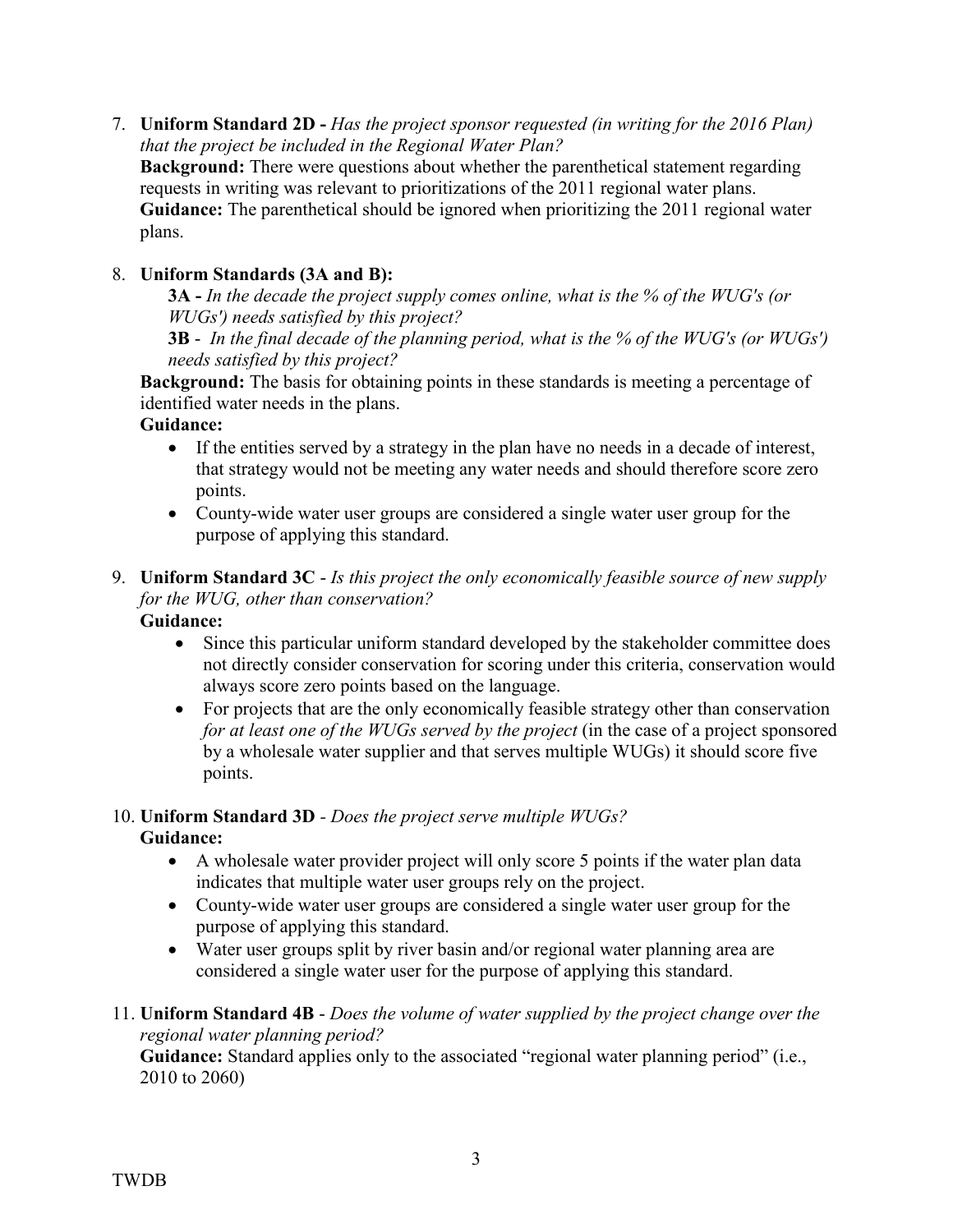7. **Uniform Standard 2D -** *Has the project sponsor requested (in writing for the 2016 Plan) that the project be included in the Regional Water Plan?*
   **Background:** There were questions about whether the parenthetical statement regarding requests in writing was relevant to prioritizations of the 2011 regional water plans.
   **Guidance:** The parenthetical should be ignored when prioritizing the 2011 regional water plans.

8. **Uniform Standards (3A and B):**
   **3A -** *In the decade the project supply comes online, what is the % of the WUG's (or WUGs') needs satisfied by this project?*
   **3B** - *In the final decade of the planning period, what is the % of the WUG's (or WUGs') needs satisfied by this project?*
   **Background:** The basis for obtaining points in these standards is meeting a percentage of identified water needs in the plans.
   **Guidance:**
   - If the entities served by a strategy in the plan have no needs in a decade of interest, that strategy would not be meeting any water needs and should therefore score zero points.
   - County-wide water user groups are considered a single water user group for the purpose of applying this standard.

9. **Uniform Standard 3C** - *Is this project the only economically feasible source of new supply for the WUG, other than conservation?*
   **Guidance:**
   - Since this particular uniform standard developed by the stakeholder committee does not directly consider conservation for scoring under this criteria, conservation would always score zero points based on the language.
   - For projects that are the only economically feasible strategy other than conservation *for at least one of the WUGs served by the project* (in the case of a project sponsored by a wholesale water supplier and that serves multiple WUGs) it should score five points.

10. **Uniform Standard 3D** - *Does the project serve multiple WUGs?*
    **Guidance:**
    - A wholesale water provider project will only score 5 points if the water plan data indicates that multiple water user groups rely on the project.
    - County-wide water user groups are considered a single water user group for the purpose of applying this standard.
    - Water user groups split by river basin and/or regional water planning area are considered a single water user for the purpose of applying this standard.

11. **Uniform Standard 4B** - *Does the volume of water supplied by the project change over the regional water planning period?*
    **Guidance:** Standard applies only to the associated "regional water planning period" (i.e., 2010 to 2060)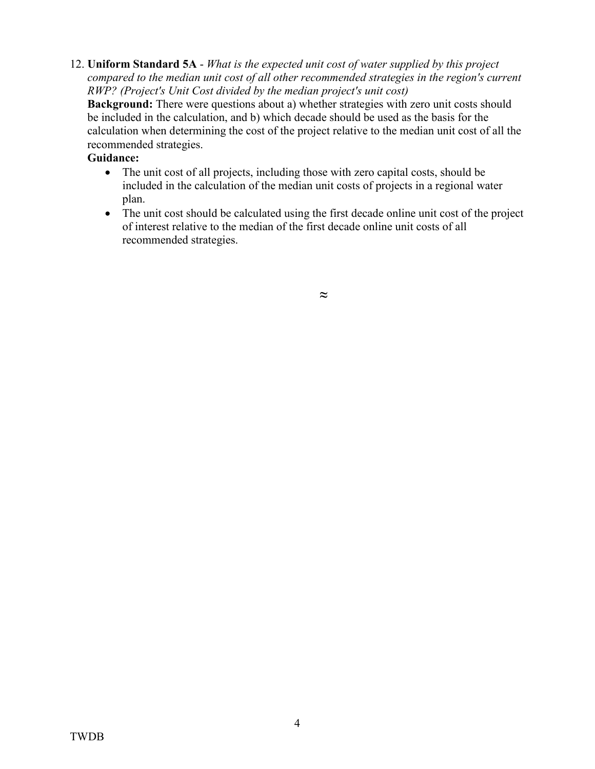12. **Uniform Standard 5A** - *What is the expected unit cost of water supplied by this project compared to the median unit cost of all other recommended strategies in the region's current RWP? (Project's Unit Cost divided by the median project's unit cost)*

    **Background:** There were questions about a) whether strategies with zero unit costs should be included in the calculation, and b) which decade should be used as the basis for the calculation when determining the cost of the project relative to the median unit cost of all the recommended strategies.

    **Guidance:**

    - The unit cost of all projects, including those with zero capital costs, should be included in the calculation of the median unit costs of projects in a regional water plan.
    - The unit cost should be calculated using the first decade online unit cost of the project of interest relative to the median of the first decade online unit costs of all recommended strategies.

≈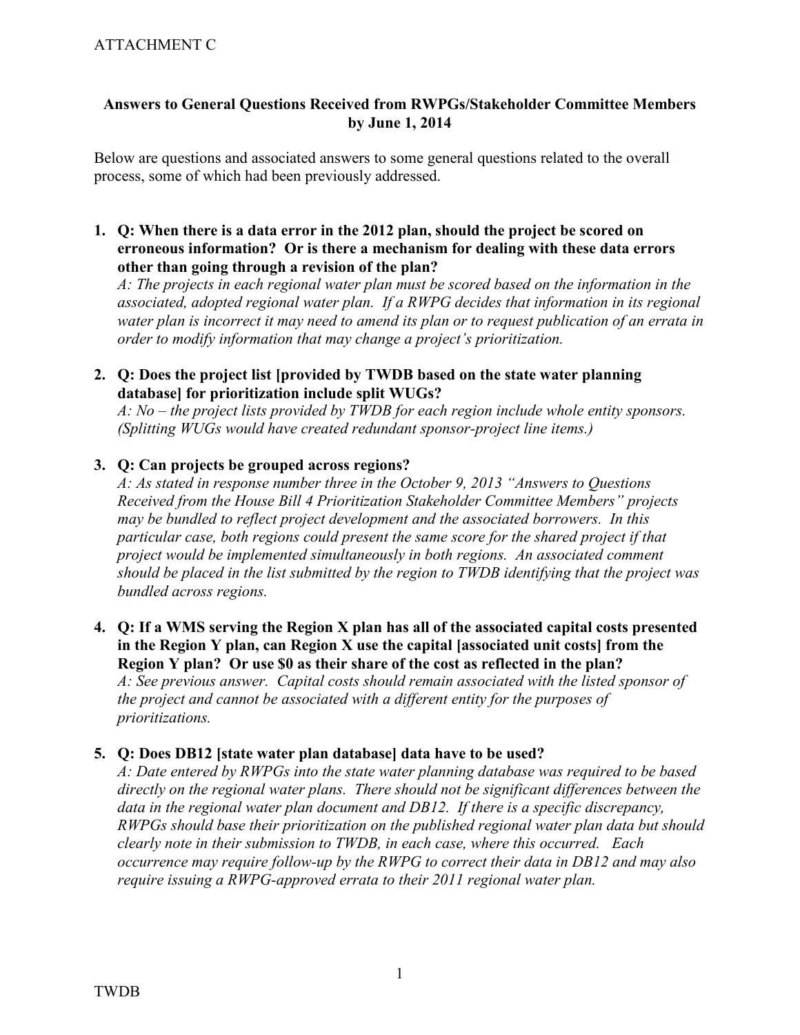ATTACHMENT C

**Answers to General Questions Received from RWPGs/Stakeholder Committee Members by June 1, 2014**

Below are questions and associated answers to some general questions related to the overall process, some of which had been previously addressed.

1. **Q: When there is a data error in the 2012 plan, should the project be scored on erroneous information? Or is there a mechanism for dealing with these data errors other than going through a revision of the plan?**
   *A: The projects in each regional water plan must be scored based on the information in the associated, adopted regional water plan. If a RWPG decides that information in its regional water plan is incorrect it may need to amend its plan or to request publication of an errata in order to modify information that may change a project's prioritization.*

2. **Q: Does the project list [provided by TWDB based on the state water planning database] for prioritization include split WUGs?**
   *A: No – the project lists provided by TWDB for each region include whole entity sponsors. (Splitting WUGs would have created redundant sponsor-project line items.)*

3. **Q: Can projects be grouped across regions?**
   *A: As stated in response number three in the October 9, 2013 "Answers to Questions Received from the House Bill 4 Prioritization Stakeholder Committee Members" projects may be bundled to reflect project development and the associated borrowers. In this particular case, both regions could present the same score for the shared project if that project would be implemented simultaneously in both regions. An associated comment should be placed in the list submitted by the region to TWDB identifying that the project was bundled across regions.*

4. **Q: If a WMS serving the Region X plan has all of the associated capital costs presented in the Region Y plan, can Region X use the capital [associated unit costs] from the Region Y plan? Or use $0 as their share of the cost as reflected in the plan?**
   *A: See previous answer. Capital costs should remain associated with the listed sponsor of the project and cannot be associated with a different entity for the purposes of prioritizations.*

5. **Q: Does DB12 [state water plan database] data have to be used?**
   *A: Date entered by RWPGs into the state water planning database was required to be based directly on the regional water plans. There should not be significant differences between the data in the regional water plan document and DB12. If there is a specific discrepancy, RWPGs should base their prioritization on the published regional water plan data but should clearly note in their submission to TWDB, in each case, where this occurred. Each occurrence may require follow-up by the RWPG to correct their data in DB12 and may also require issuing a RWPG-approved errata to their 2011 regional water plan.*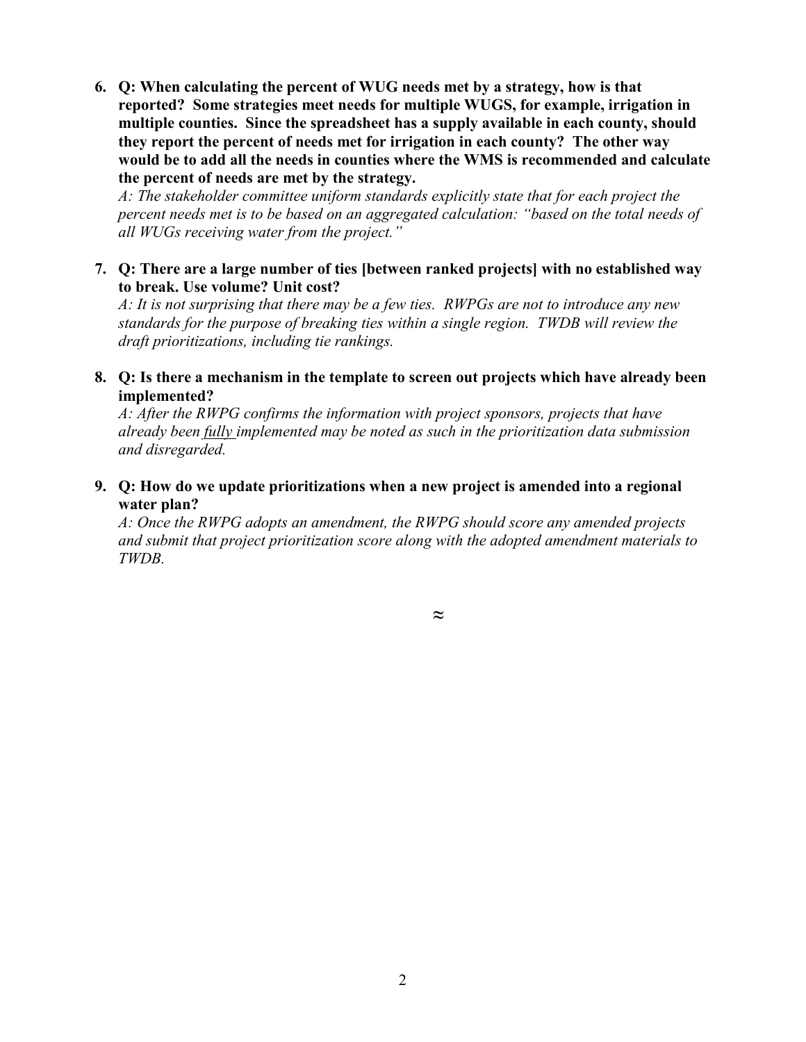6. **Q: When calculating the percent of WUG needs met by a strategy, how is that reported? Some strategies meet needs for multiple WUGS, for example, irrigation in multiple counties. Since the spreadsheet has a supply available in each county, should they report the percent of needs met for irrigation in each county? The other way would be to add all the needs in counties where the WMS is recommended and calculate the percent of needs are met by the strategy.**
   *A: The stakeholder committee uniform standards explicitly state that for each project the percent needs met is to be based on an aggregated calculation: "based on the total needs of all WUGs receiving water from the project."*

7. **Q: There are a large number of ties [between ranked projects] with no established way to break. Use volume? Unit cost?**
   *A: It is not surprising that there may be a few ties. RWPGs are not to introduce any new standards for the purpose of breaking ties within a single region. TWDB will review the draft prioritizations, including tie rankings.*

8. **Q: Is there a mechanism in the template to screen out projects which have already been implemented?**
   *A: After the RWPG confirms the information with project sponsors, projects that have already been fully implemented may be noted as such in the prioritization data submission and disregarded.*

9. **Q: How do we update prioritizations when a new project is amended into a regional water plan?**
   *A: Once the RWPG adopts an amendment, the RWPG should score any amended projects and submit that project prioritization score along with the adopted amendment materials to TWDB.*

≈